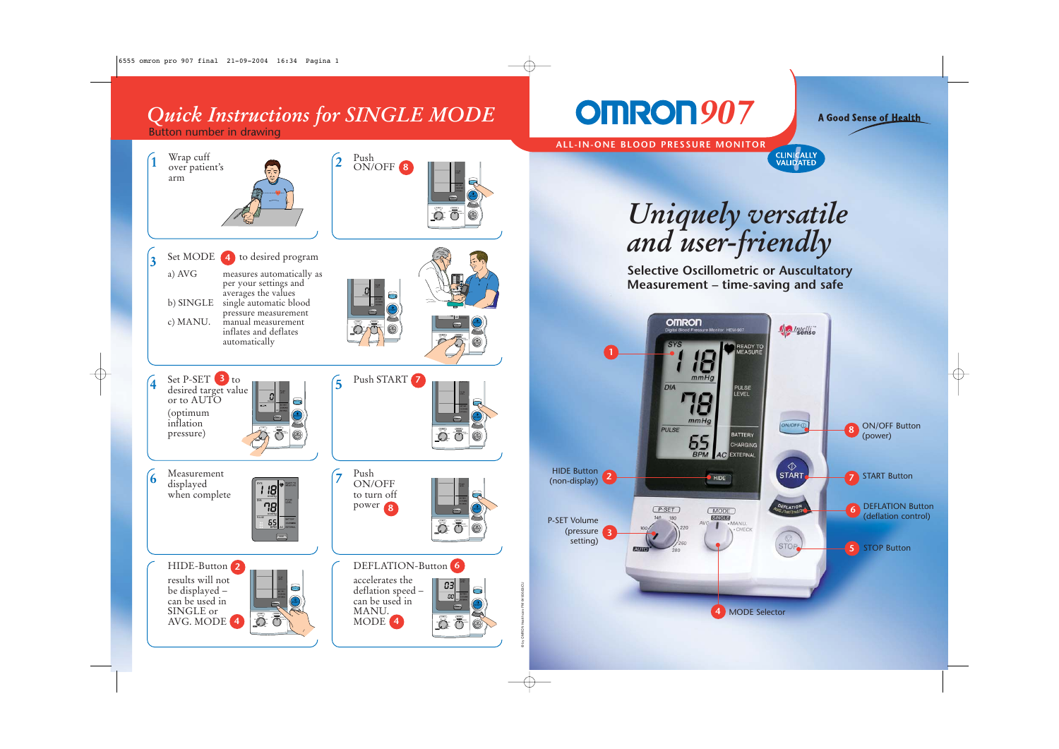# Quick Instructions for SINGLE MODE

Button number in drawing

**1** Wrap cuff over patient's arm

**2** Push ON/OFF 8

**3** Set MODE 4 to desired program

- a) AVG — measures automatically as per your settings and averages the values
- b) SINGLE — single automatic blood pressure measurement
- c) MANU. — manual measurement inflates and deflates automatically

**4** Set P-SET 3 to desired target value or to AUTO (optimum inflation pressure)

**5** Push START 7

**6** Measurement displayed when complete

**7** Push ON/OFF to turn off power 8

HIDE-Button 2

results will not be displayed – can be used in SINGLE or AVG. MODE 4

DEFLATION-Button 6

accelerates the deflation speed – can be used in MANU. MODE 4

# OMRON 907

**ALL-IN-ONE BLOOD PRESSURE MONITOR**

A Good Sense of Health

CLINICALLY VALIDATED

## *Uniquely versatile and user-friendly*

**Selective Oscillometric or Auscultatory Measurement – time-saving and safe**

- 1
- 2 HIDE Button (non-display)
- 3 P-SET Volume (pressure setting)
- 4 MODE Selector
- 5 STOP Button
- 6 DEFLATION Button (deflation control)
- 7 START Button
- 8 ON/OFF Button (power)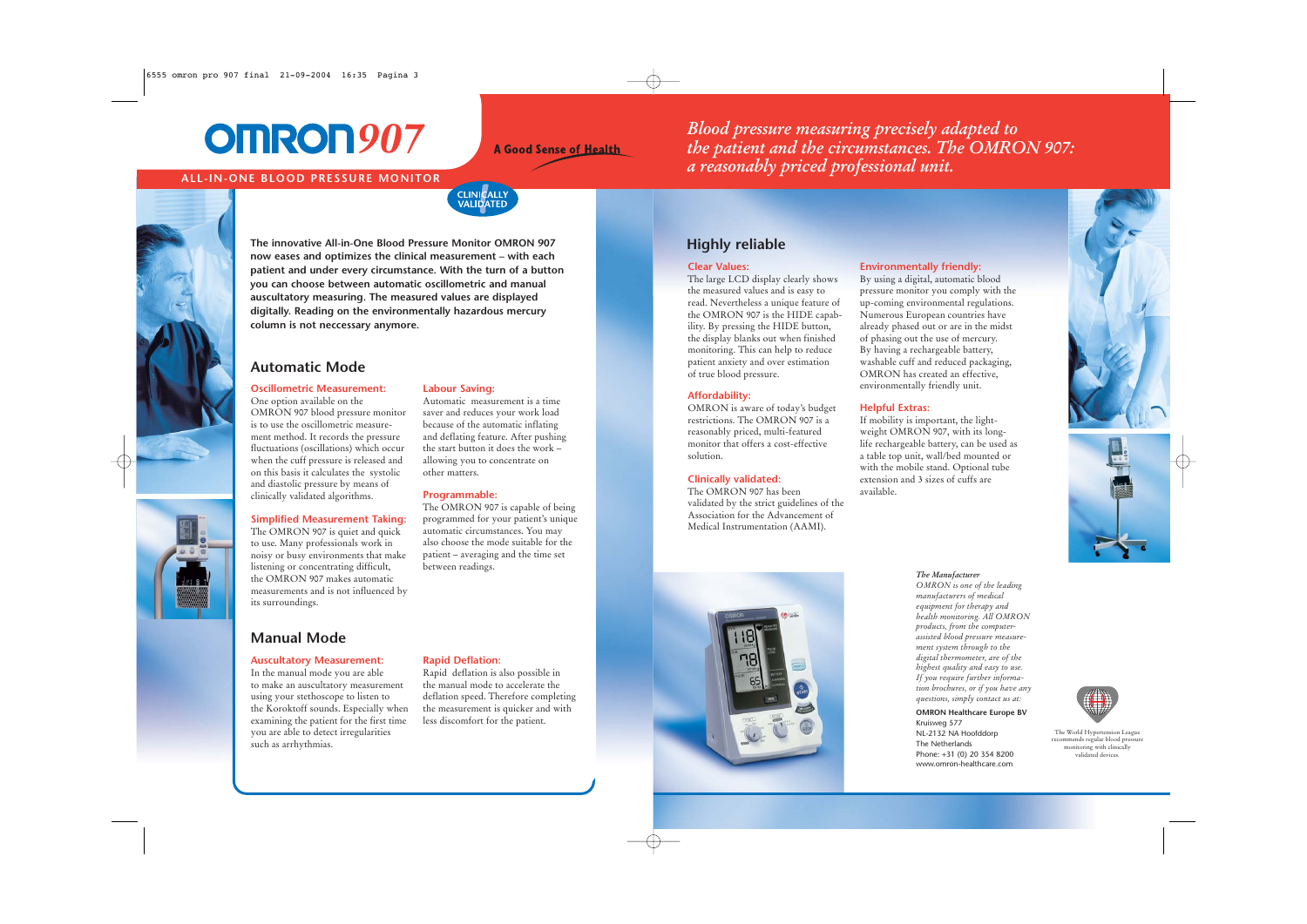# OMRON 907

A Good Sense of Health

ALL-IN-ONE BLOOD PRESSURE MONITOR

CLINICALLY VALIDATED

**The innovative All-in-One Blood Pressure Monitor OMRON 907 now eases and optimizes the clinical measurement – with each patient and under every circumstance. With the turn of a button you can choose between automatic oscillometric and manual auscultatory measuring. The measured values are displayed digitally. Reading on the environmentally hazardous mercury column is not neccessary anymore.**

## Automatic Mode

### Oscillometric Measurement:

One option available on the OMRON 907 blood pressure monitor is to use the oscillometric measurement method. It records the pressure fluctuations (oscillations) which occur when the cuff pressure is released and on this basis it calculates the systolic and diastolic pressure by means of clinically validated algorithms.

### Simplified Measurement Taking:

The OMRON 907 is quiet and quick to use. Many professionals work in noisy or busy environments that make listening or concentrating difficult, the OMRON 907 makes automatic measurements and is not influenced by its surroundings.

### Labour Saving:

Automatic measurement is a time saver and reduces your work load because of the automatic inflating and deflating feature. After pushing the start button it does the work – allowing you to concentrate on other matters.

### Programmable:

The OMRON 907 is capable of being programmed for your patient's unique automatic circumstances. You may also choose the mode suitable for the patient – averaging and the time set between readings.

## Manual Mode

### Auscultatory Measurement:

In the manual mode you are able to make an auscultatory measurement using your stethoscope to listen to the Koroktoff sounds. Especially when examining the patient for the first time you are able to detect irregularities such as arrhythmias.

### Rapid Deflation:

Rapid deflation is also possible in the manual mode to accelerate the deflation speed. Therefore completing the measurement is quicker and with less discomfort for the patient.

*Blood pressure measuring precisely adapted to the patient and the circumstances. The OMRON 907: a reasonably priced professional unit.*

## Highly reliable

### Clear Values:

The large LCD display clearly shows the measured values and is easy to read. Nevertheless a unique feature of the OMRON 907 is the HIDE capability. By pressing the HIDE button, the display blanks out when finished monitoring. This can help to reduce patient anxiety and over estimation of true blood pressure.

### Affordability:

OMRON is aware of today's budget restrictions. The OMRON 907 is a reasonably priced, multi-featured monitor that offers a cost-effective solution.

### Clinically validated:

The OMRON 907 has been validated by the strict guidelines of the Association for the Advancement of Medical Instrumentation (AAMI).

### Environmentally friendly:

By using a digital, automatic blood pressure monitor you comply with the up-coming environmental regulations. Numerous European countries have already phased out or are in the midst of phasing out the use of mercury. By having a rechargeable battery, washable cuff and reduced packaging, OMRON has created an effective, environmentally friendly unit.

### Helpful Extras:

If mobility is important, the light-weight OMRON 907, with its long-life rechargeable battery, can be used as a table top unit, wall/bed mounted or with the mobile stand. Optional tube extension and 3 sizes of cuffs are available.

*The Manufacturer*

*OMRON is one of the leading manufacturers of medical equipment for therapy and health monitoring. All OMRON products, from the computer-assisted blood pressure measurement system through to the digital thermometer, are of the highest quality and easy to use. If you require further information brochures, or if you have any questions, simply contact us at:*

**OMRON Healthcare Europe BV**
Kruisweg 577
NL-2132 NA Hoofddorp
The Netherlands
Phone: +31 (0) 20 354 8200
www.omron-healthcare.com

The World Hypertension League recommends regular blood pressure monitoring with clinically validated devices.